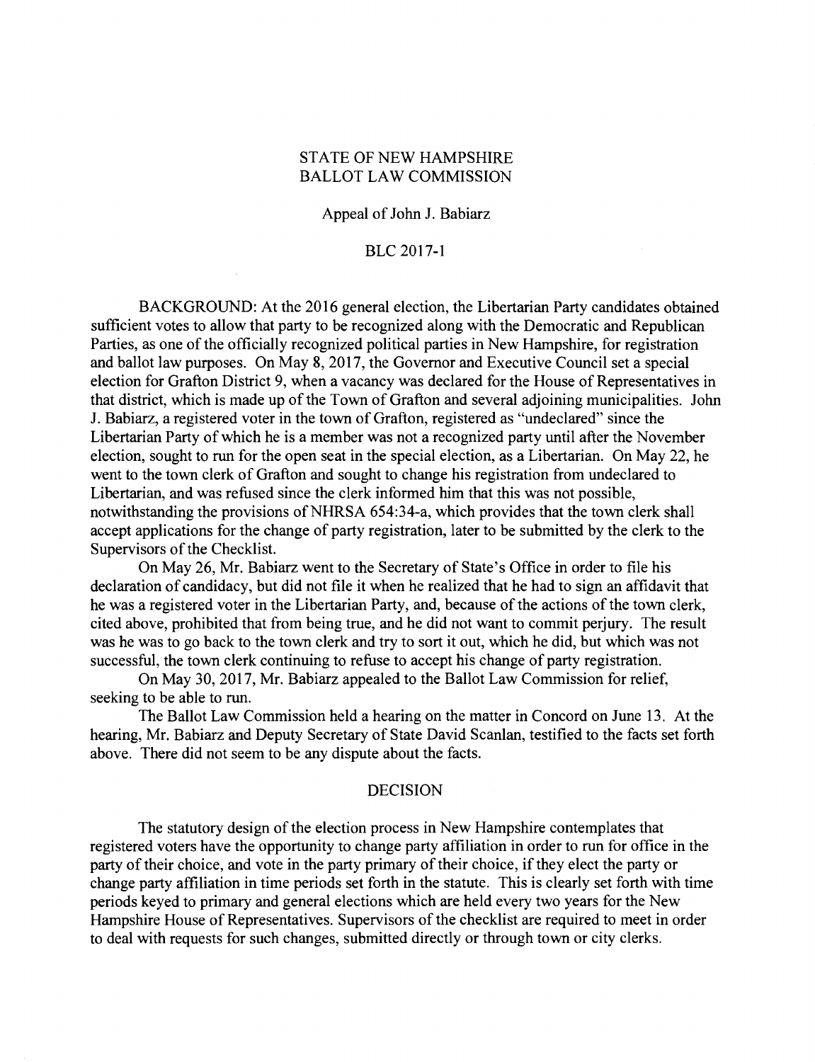STATE OF NEW HAMPSHIRE
BALLOT LAW COMMISSION

Appeal of John J. Babiarz

BLC 2017-1

BACKGROUND: At the 2016 general election, the Libertarian Party candidates obtained sufficient votes to allow that party to be recognized along with the Democratic and Republican Parties, as one of the officially recognized political parties in New Hampshire, for registration and ballot law purposes. On May 8, 2017, the Governor and Executive Council set a special election for Grafton District 9, when a vacancy was declared for the House of Representatives in that district, which is made up of the Town of Grafton and several adjoining municipalities. John J. Babiarz, a registered voter in the town of Grafton, registered as "undeclared" since the Libertarian Party of which he is a member was not a recognized party until after the November election, sought to run for the open seat in the special election, as a Libertarian. On May 22, he went to the town clerk of Grafton and sought to change his registration from undeclared to Libertarian, and was refused since the clerk informed him that this was not possible, notwithstanding the provisions of NHRSA 654:34-a, which provides that the town clerk shall accept applications for the change of party registration, later to be submitted by the clerk to the Supervisors of the Checklist.

On May 26, Mr. Babiarz went to the Secretary of State's Office in order to file his declaration of candidacy, but did not file it when he realized that he had to sign an affidavit that he was a registered voter in the Libertarian Party, and, because of the actions of the town clerk, cited above, prohibited that from being true, and he did not want to commit perjury. The result was he was to go back to the town clerk and try to sort it out, which he did, but which was not successful, the town clerk continuing to refuse to accept his change of party registration.

On May 30, 2017, Mr. Babiarz appealed to the Ballot Law Commission for relief, seeking to be able to run.

The Ballot Law Commission held a hearing on the matter in Concord on June 13. At the hearing, Mr. Babiarz and Deputy Secretary of State David Scanlan, testified to the facts set forth above. There did not seem to be any dispute about the facts.

DECISION

The statutory design of the election process in New Hampshire contemplates that registered voters have the opportunity to change party affiliation in order to run for office in the party of their choice, and vote in the party primary of their choice, if they elect the party or change party affiliation in time periods set forth in the statute. This is clearly set forth with time periods keyed to primary and general elections which are held every two years for the New Hampshire House of Representatives. Supervisors of the checklist are required to meet in order to deal with requests for such changes, submitted directly or through town or city clerks.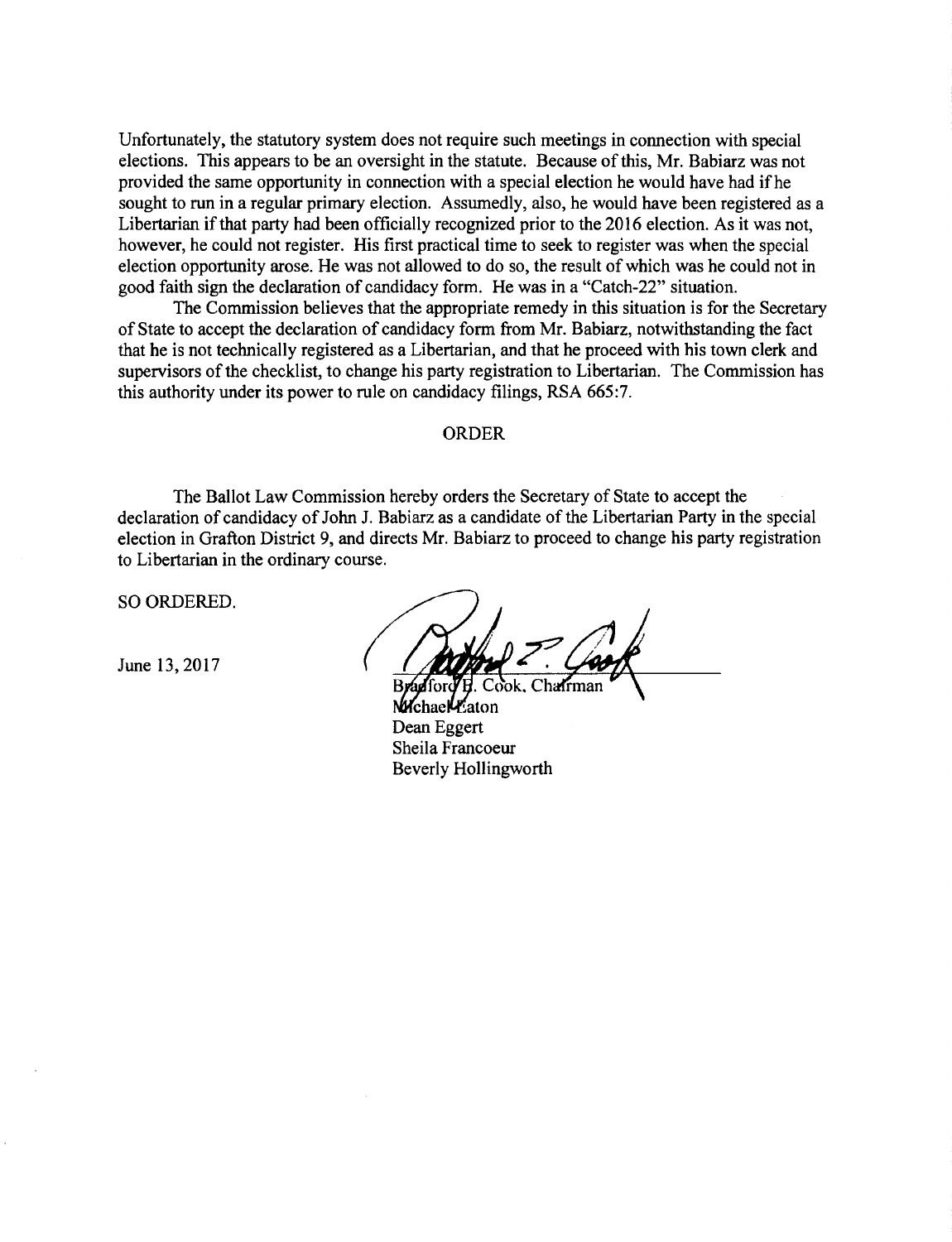Unfortunately, the statutory system does not require such meetings in connection with special elections. This appears to be an oversight in the statute. Because of this, Mr. Babiarz was not provided the same opportunity in connection with a special election he would have had if he sought to run in a regular primary election. Assumedly, also, he would have been registered as a Libertarian if that party had been officially recognized prior to the 2016 election. As it was not, however, he could not register. His first practical time to seek to register was when the special election opportunity arose. He was not allowed to do so, the result of which was he could not in good faith sign the declaration of candidacy form. He was in a "Catch-22" situation.

The Commission believes that the appropriate remedy in this situation is for the Secretary of State to accept the declaration of candidacy form from Mr. Babiarz, notwithstanding the fact that he is not technically registered as a Libertarian, and that he proceed with his town clerk and supervisors of the checklist, to change his party registration to Libertarian. The Commission has this authority under its power to rule on candidacy filings, RSA 665:7.

ORDER

The Ballot Law Commission hereby orders the Secretary of State to accept the declaration of candidacy of John J. Babiarz as a candidate of the Libertarian Party in the special election in Grafton District 9, and directs Mr. Babiarz to proceed to change his party registration to Libertarian in the ordinary course.

SO ORDERED.

June 13, 2017

Bradford E. Cook, Chairman
Michael Eaton
Dean Eggert
Sheila Francoeur
Beverly Hollingworth